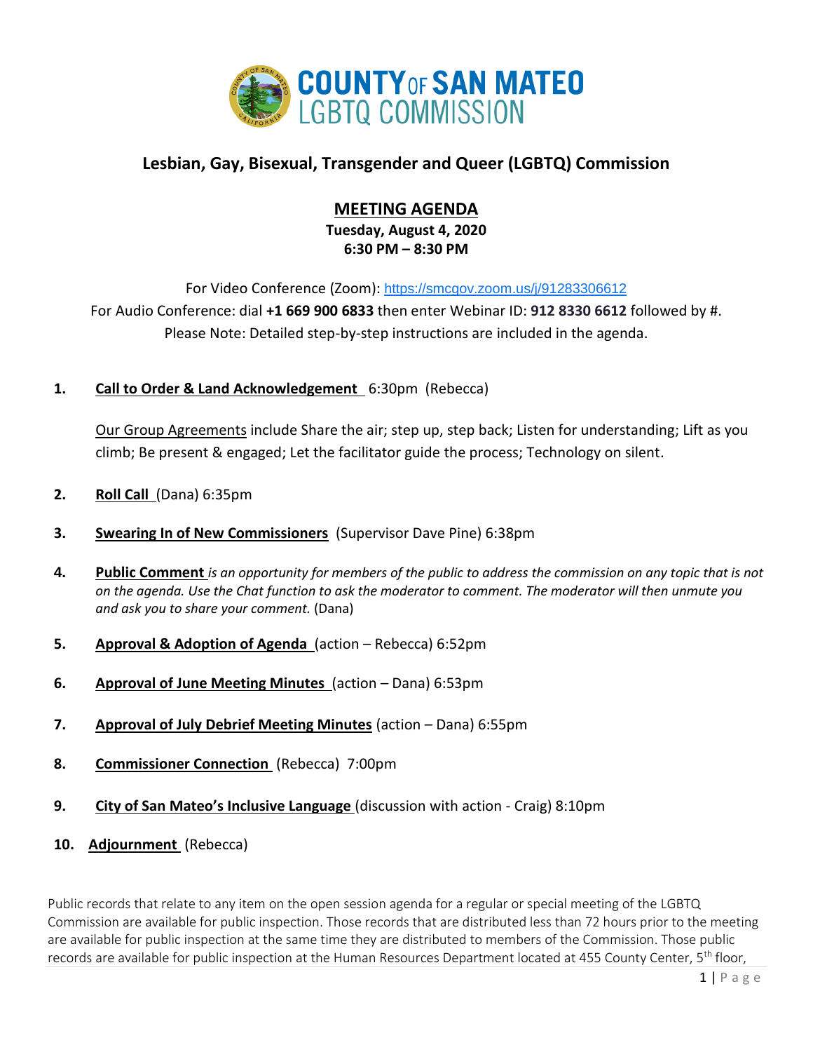# COUNTY OF SAN MATEO LGBTQ COMMISSION

## Lesbian, Gay, Bisexual, Transgender and Queer (LGBTQ) Commission

### MEETING AGENDA

**Tuesday, August 4, 2020**
**6:30 PM – 8:30 PM**

For Video Conference (Zoom): https://smcgov.zoom.us/j/91283306612
For Audio Conference: dial **+1 669 900 6833** then enter Webinar ID: **912 8330 6612** followed by #.
Please Note: Detailed step-by-step instructions are included in the agenda.

1. **Call to Order & Land Acknowledgement** 6:30pm (Rebecca)

   Our Group Agreements include Share the air; step up, step back; Listen for understanding; Lift as you climb; Be present & engaged; Let the facilitator guide the process; Technology on silent.

2. **Roll Call** (Dana) 6:35pm

3. **Swearing In of New Commissioners** (Supervisor Dave Pine) 6:38pm

4. **Public Comment** *is an opportunity for members of the public to address the commission on any topic that is not on the agenda. Use the Chat function to ask the moderator to comment. The moderator will then unmute you and ask you to share your comment.* (Dana)

5. **Approval & Adoption of Agenda** (action – Rebecca) 6:52pm

6. **Approval of June Meeting Minutes** (action – Dana) 6:53pm

7. **Approval of July Debrief Meeting Minutes** (action – Dana) 6:55pm

8. **Commissioner Connection** (Rebecca) 7:00pm

9. **City of San Mateo's Inclusive Language** (discussion with action - Craig) 8:10pm

10. **Adjournment** (Rebecca)

Public records that relate to any item on the open session agenda for a regular or special meeting of the LGBTQ Commission are available for public inspection. Those records that are distributed less than 72 hours prior to the meeting are available for public inspection at the same time they are distributed to members of the Commission. Those public records are available for public inspection at the Human Resources Department located at 455 County Center, 5th floor,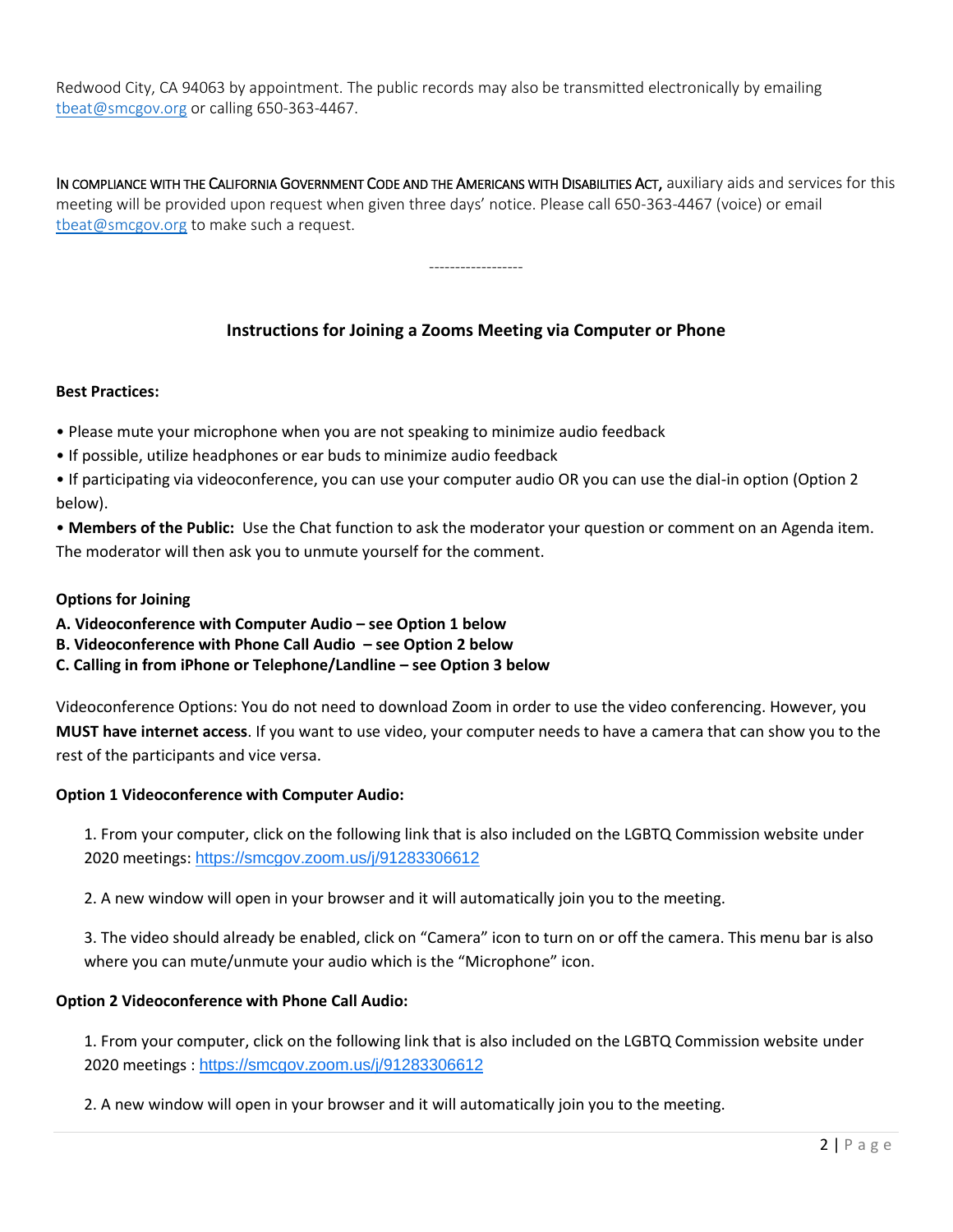Redwood City, CA 94063 by appointment. The public records may also be transmitted electronically by emailing tbeat@smcgov.org or calling 650-363-4467.

IN COMPLIANCE WITH THE CALIFORNIA GOVERNMENT CODE AND THE AMERICANS WITH DISABILITIES ACT, auxiliary aids and services for this meeting will be provided upon request when given three days' notice. Please call 650-363-4467 (voice) or email tbeat@smcgov.org to make such a request.

------------------

## Instructions for Joining a Zooms Meeting via Computer or Phone

**Best Practices:**

- Please mute your microphone when you are not speaking to minimize audio feedback
- If possible, utilize headphones or ear buds to minimize audio feedback
- If participating via videoconference, you can use your computer audio OR you can use the dial-in option (Option 2 below).
- **Members of the Public:** Use the Chat function to ask the moderator your question or comment on an Agenda item. The moderator will then ask you to unmute yourself for the comment.

**Options for Joining**

**A. Videoconference with Computer Audio – see Option 1 below**
**B. Videoconference with Phone Call Audio – see Option 2 below**
**C. Calling in from iPhone or Telephone/Landline – see Option 3 below**

Videoconference Options: You do not need to download Zoom in order to use the video conferencing. However, you **MUST have internet access**. If you want to use video, your computer needs to have a camera that can show you to the rest of the participants and vice versa.

**Option 1 Videoconference with Computer Audio:**

1. From your computer, click on the following link that is also included on the LGBTQ Commission website under 2020 meetings: https://smcgov.zoom.us/j/91283306612

2. A new window will open in your browser and it will automatically join you to the meeting.

3. The video should already be enabled, click on "Camera" icon to turn on or off the camera. This menu bar is also where you can mute/unmute your audio which is the "Microphone" icon.

**Option 2 Videoconference with Phone Call Audio:**

1. From your computer, click on the following link that is also included on the LGBTQ Commission website under 2020 meetings : https://smcgov.zoom.us/j/91283306612

2. A new window will open in your browser and it will automatically join you to the meeting.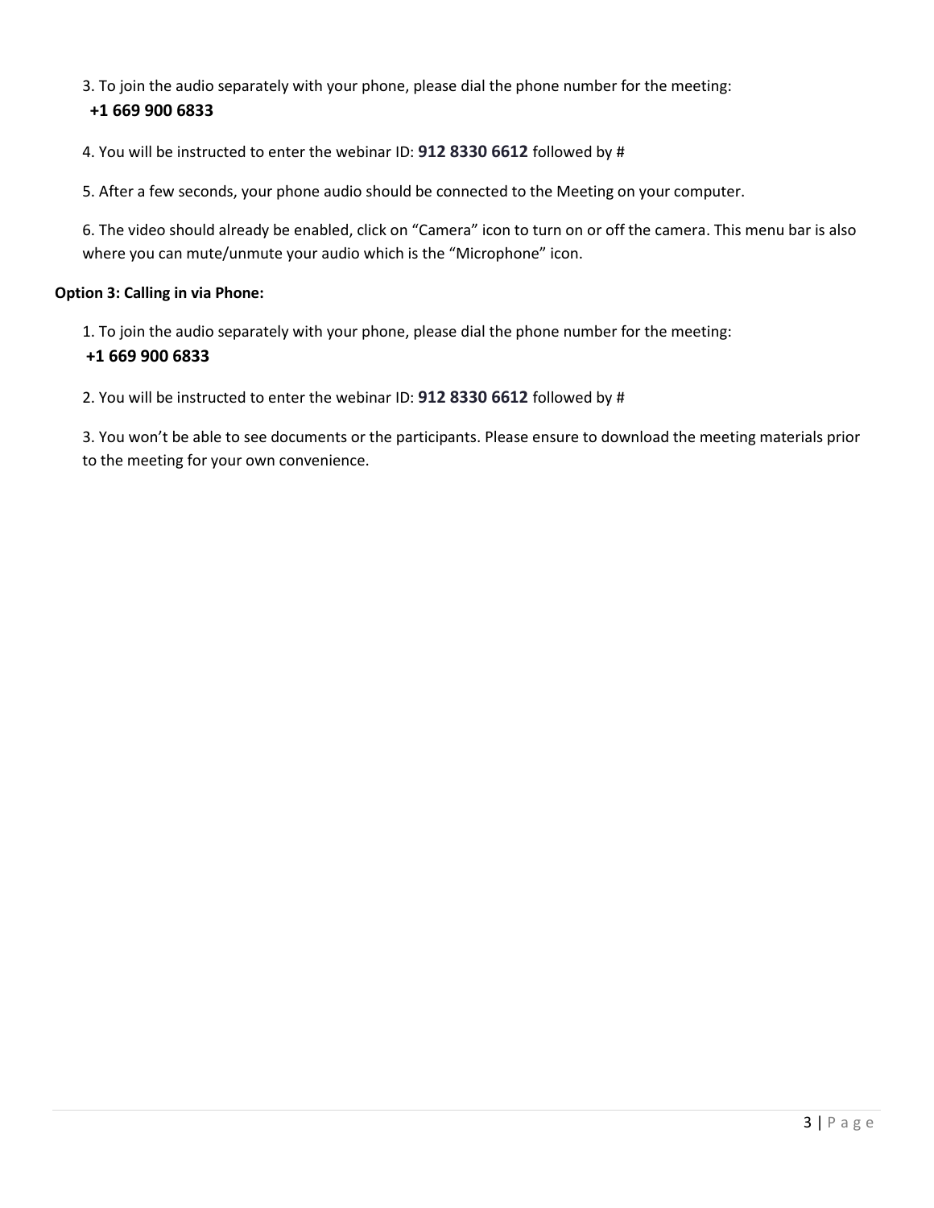3. To join the audio separately with your phone, please dial the phone number for the meeting:
**+1 669 900 6833**

4. You will be instructed to enter the webinar ID: **912 8330 6612** followed by #

5. After a few seconds, your phone audio should be connected to the Meeting on your computer.

6. The video should already be enabled, click on "Camera" icon to turn on or off the camera. This menu bar is also where you can mute/unmute your audio which is the "Microphone" icon.

**Option 3: Calling in via Phone:**

1. To join the audio separately with your phone, please dial the phone number for the meeting:
**+1 669 900 6833**

2. You will be instructed to enter the webinar ID: **912 8330 6612** followed by #

3. You won't be able to see documents or the participants. Please ensure to download the meeting materials prior to the meeting for your own convenience.